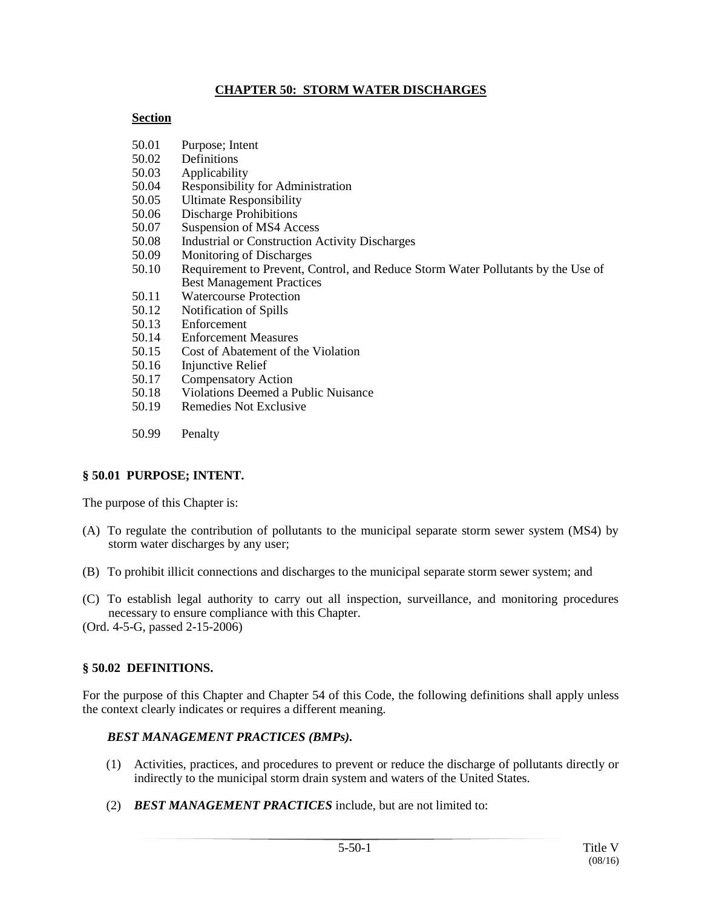# CHAPTER 50: STORM WATER DISCHARGES

**Section**

50.01 Purpose; Intent
50.02 Definitions
50.03 Applicability
50.04 Responsibility for Administration
50.05 Ultimate Responsibility
50.06 Discharge Prohibitions
50.07 Suspension of MS4 Access
50.08 Industrial or Construction Activity Discharges
50.09 Monitoring of Discharges
50.10 Requirement to Prevent, Control, and Reduce Storm Water Pollutants by the Use of Best Management Practices
50.11 Watercourse Protection
50.12 Notification of Spills
50.13 Enforcement
50.14 Enforcement Measures
50.15 Cost of Abatement of the Violation
50.16 Injunctive Relief
50.17 Compensatory Action
50.18 Violations Deemed a Public Nuisance
50.19 Remedies Not Exclusive

50.99 Penalty

## § 50.01 PURPOSE; INTENT.

The purpose of this Chapter is:

(A) To regulate the contribution of pollutants to the municipal separate storm sewer system (MS4) by storm water discharges by any user;

(B) To prohibit illicit connections and discharges to the municipal separate storm sewer system; and

(C) To establish legal authority to carry out all inspection, surveillance, and monitoring procedures necessary to ensure compliance with this Chapter.

(Ord. 4-5-G, passed 2-15-2006)

## § 50.02 DEFINITIONS.

For the purpose of this Chapter and Chapter 54 of this Code, the following definitions shall apply unless the context clearly indicates or requires a different meaning.

***BEST MANAGEMENT PRACTICES (BMPs).***

(1) Activities, practices, and procedures to prevent or reduce the discharge of pollutants directly or indirectly to the municipal storm drain system and waters of the United States.

(2) ***BEST MANAGEMENT PRACTICES*** include, but are not limited to: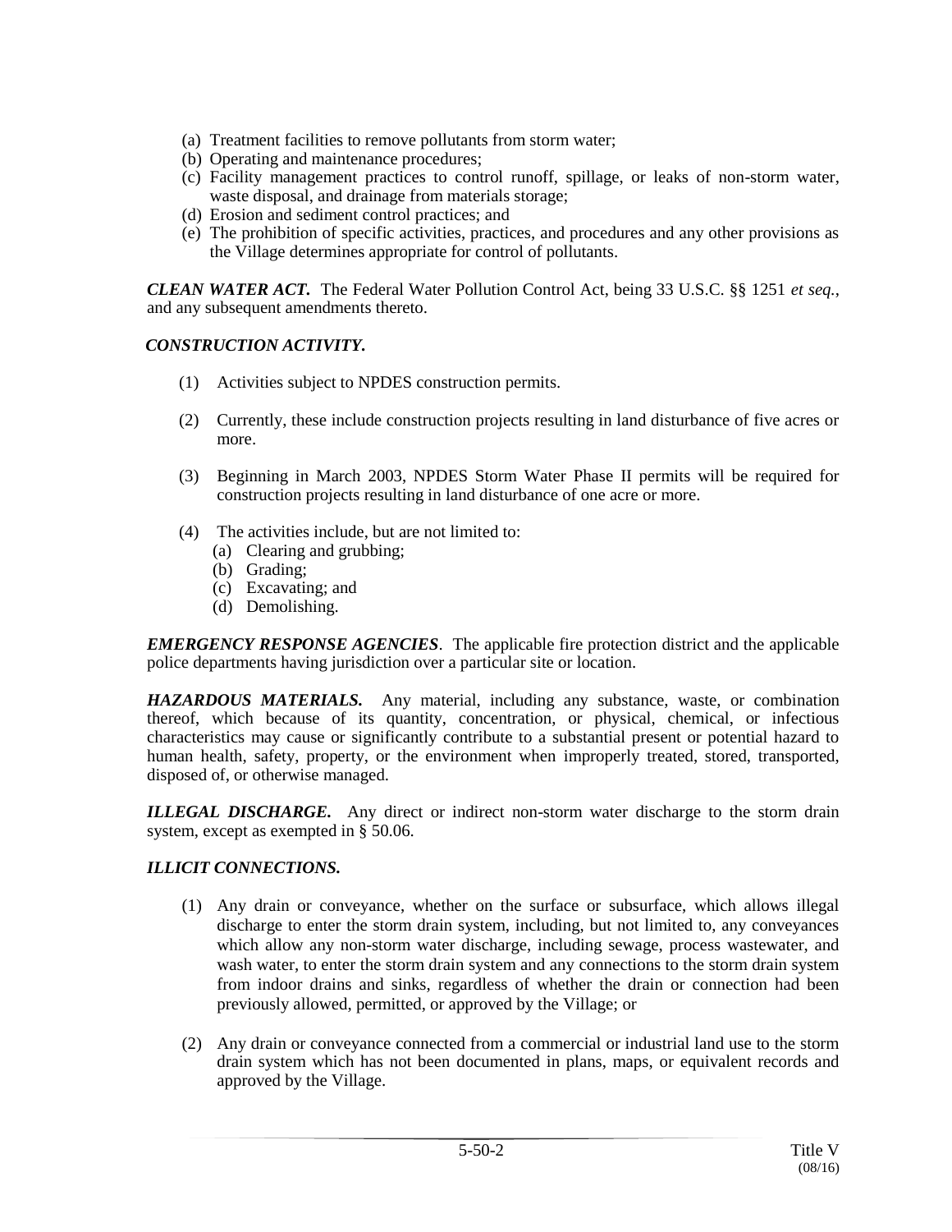(a) Treatment facilities to remove pollutants from storm water;
(b) Operating and maintenance procedures;
(c) Facility management practices to control runoff, spillage, or leaks of non-storm water, waste disposal, and drainage from materials storage;
(d) Erosion and sediment control practices; and
(e) The prohibition of specific activities, practices, and procedures and any other provisions as the Village determines appropriate for control of pollutants.

***CLEAN WATER ACT.*** The Federal Water Pollution Control Act, being 33 U.S.C. §§ 1251 *et seq.*, and any subsequent amendments thereto.

***CONSTRUCTION ACTIVITY.***

(1) Activities subject to NPDES construction permits.

(2) Currently, these include construction projects resulting in land disturbance of five acres or more.

(3) Beginning in March 2003, NPDES Storm Water Phase II permits will be required for construction projects resulting in land disturbance of one acre or more.

(4) The activities include, but are not limited to:
(a) Clearing and grubbing;
(b) Grading;
(c) Excavating; and
(d) Demolishing.

***EMERGENCY RESPONSE AGENCIES***. The applicable fire protection district and the applicable police departments having jurisdiction over a particular site or location.

***HAZARDOUS MATERIALS.*** Any material, including any substance, waste, or combination thereof, which because of its quantity, concentration, or physical, chemical, or infectious characteristics may cause or significantly contribute to a substantial present or potential hazard to human health, safety, property, or the environment when improperly treated, stored, transported, disposed of, or otherwise managed.

***ILLEGAL DISCHARGE.*** Any direct or indirect non-storm water discharge to the storm drain system, except as exempted in § 50.06.

***ILLICIT CONNECTIONS.***

(1) Any drain or conveyance, whether on the surface or subsurface, which allows illegal discharge to enter the storm drain system, including, but not limited to, any conveyances which allow any non-storm water discharge, including sewage, process wastewater, and wash water, to enter the storm drain system and any connections to the storm drain system from indoor drains and sinks, regardless of whether the drain or connection had been previously allowed, permitted, or approved by the Village; or

(2) Any drain or conveyance connected from a commercial or industrial land use to the storm drain system which has not been documented in plans, maps, or equivalent records and approved by the Village.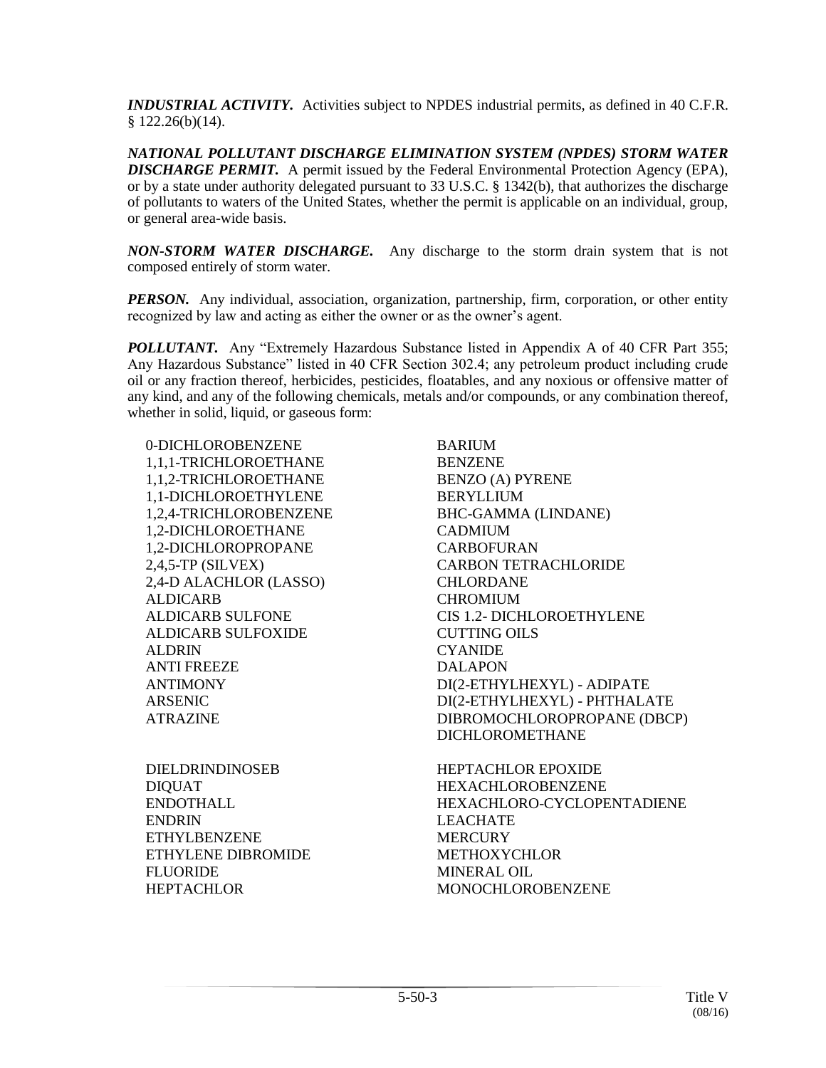***INDUSTRIAL ACTIVITY.*** Activities subject to NPDES industrial permits, as defined in 40 C.F.R. § 122.26(b)(14).

***NATIONAL POLLUTANT DISCHARGE ELIMINATION SYSTEM (NPDES) STORM WATER DISCHARGE PERMIT.*** A permit issued by the Federal Environmental Protection Agency (EPA), or by a state under authority delegated pursuant to 33 U.S.C. § 1342(b), that authorizes the discharge of pollutants to waters of the United States, whether the permit is applicable on an individual, group, or general area-wide basis.

***NON-STORM WATER DISCHARGE.*** Any discharge to the storm drain system that is not composed entirely of storm water.

***PERSON.*** Any individual, association, organization, partnership, firm, corporation, or other entity recognized by law and acting as either the owner or as the owner's agent.

***POLLUTANT.*** Any "Extremely Hazardous Substance listed in Appendix A of 40 CFR Part 355; Any Hazardous Substance" listed in 40 CFR Section 302.4; any petroleum product including crude oil or any fraction thereof, herbicides, pesticides, floatables, and any noxious or offensive matter of any kind, and any of the following chemicals, metals and/or compounds, or any combination thereof, whether in solid, liquid, or gaseous form:

0-DICHLOROBENZENE
1,1,1-TRICHLOROETHANE
1,1,2-TRICHLOROETHANE
1,1-DICHLOROETHYLENE
1,2,4-TRICHLOROBENZENE
1,2-DICHLOROETHANE
1,2-DICHLOROPROPANE
2,4,5-TP (SILVEX)
2,4-D ALACHLOR (LASSO)
ALDICARB
ALDICARB SULFONE
ALDICARB SULFOXIDE
ALDRIN
ANTI FREEZE
ANTIMONY
ARSENIC
ATRAZINE
BARIUM
BENZENE
BENZO (A) PYRENE
BERYLLIUM
BHC-GAMMA (LINDANE)
CADMIUM
CARBOFURAN
CARBON TETRACHLORIDE
CHLORDANE
CHROMIUM
CIS 1.2- DICHLOROETHYLENE
CUTTING OILS
CYANIDE
DALAPON
DI(2-ETHYLHEXYL) - ADIPATE
DI(2-ETHYLHEXYL) - PHTHALATE
DIBROMOCHLOROPROPANE (DBCP)
DICHLOROMETHANE

DIELDRINDINOSEB
DIQUAT
ENDOTHALL
ENDRIN
ETHYLBENZENE
ETHYLENE DIBROMIDE
FLUORIDE
HEPTACHLOR
HEPTACHLOR EPOXIDE
HEXACHLOROBENZENE
HEXACHLORO-CYCLOPENTADIENE
LEACHATE
MERCURY
METHOXYCHLOR
MINERAL OIL
MONOCHLOROBENZENE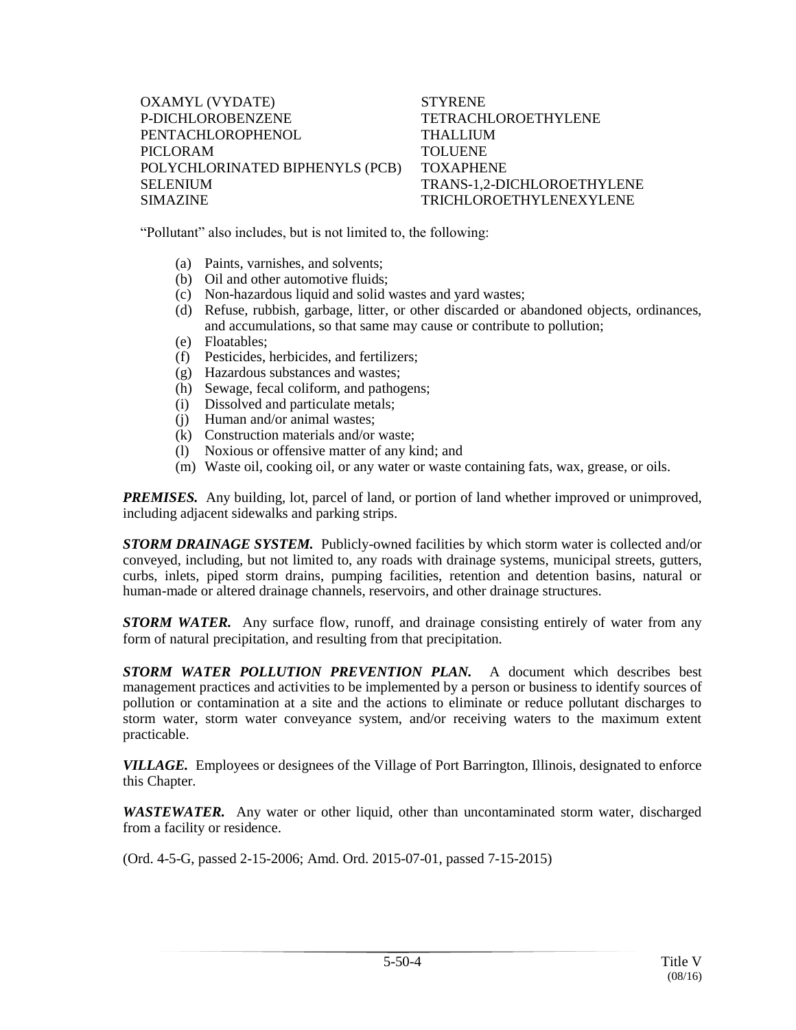| | |
|---|---|
| OXAMYL (VYDATE) | STYRENE |
| P-DICHLOROBENZENE | TETRACHLOROETHYLENE |
| PENTACHLOROPHENOL | THALLIUM |
| PICLORAM | TOLUENE |
| POLYCHLORINATED BIPHENYLS (PCB) | TOXAPHENE |
| SELENIUM | TRANS-1,2-DICHLOROETHYLENE |
| SIMAZINE | TRICHLOROETHYLENEXYLENE |

"Pollutant" also includes, but is not limited to, the following:

(a) Paints, varnishes, and solvents;
(b) Oil and other automotive fluids;
(c) Non-hazardous liquid and solid wastes and yard wastes;
(d) Refuse, rubbish, garbage, litter, or other discarded or abandoned objects, ordinances, and accumulations, so that same may cause or contribute to pollution;
(e) Floatables;
(f) Pesticides, herbicides, and fertilizers;
(g) Hazardous substances and wastes;
(h) Sewage, fecal coliform, and pathogens;
(i) Dissolved and particulate metals;
(j) Human and/or animal wastes;
(k) Construction materials and/or waste;
(l) Noxious or offensive matter of any kind; and
(m) Waste oil, cooking oil, or any water or waste containing fats, wax, grease, or oils.

***PREMISES.*** Any building, lot, parcel of land, or portion of land whether improved or unimproved, including adjacent sidewalks and parking strips.

***STORM DRAINAGE SYSTEM.*** Publicly-owned facilities by which storm water is collected and/or conveyed, including, but not limited to, any roads with drainage systems, municipal streets, gutters, curbs, inlets, piped storm drains, pumping facilities, retention and detention basins, natural or human-made or altered drainage channels, reservoirs, and other drainage structures.

***STORM WATER.*** Any surface flow, runoff, and drainage consisting entirely of water from any form of natural precipitation, and resulting from that precipitation.

***STORM WATER POLLUTION PREVENTION PLAN.*** A document which describes best management practices and activities to be implemented by a person or business to identify sources of pollution or contamination at a site and the actions to eliminate or reduce pollutant discharges to storm water, storm water conveyance system, and/or receiving waters to the maximum extent practicable.

***VILLAGE.*** Employees or designees of the Village of Port Barrington, Illinois, designated to enforce this Chapter.

***WASTEWATER.*** Any water or other liquid, other than uncontaminated storm water, discharged from a facility or residence.

(Ord. 4-5-G, passed 2-15-2006; Amd. Ord. 2015-07-01, passed 7-15-2015)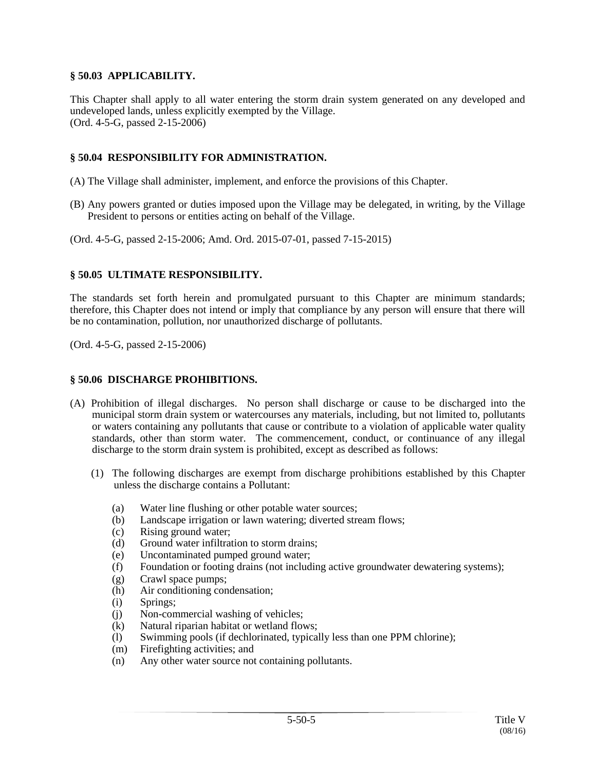### § 50.03 APPLICABILITY.

This Chapter shall apply to all water entering the storm drain system generated on any developed and undeveloped lands, unless explicitly exempted by the Village.
(Ord. 4-5-G, passed 2-15-2006)

### § 50.04 RESPONSIBILITY FOR ADMINISTRATION.

(A) The Village shall administer, implement, and enforce the provisions of this Chapter.

(B) Any powers granted or duties imposed upon the Village may be delegated, in writing, by the Village President to persons or entities acting on behalf of the Village.

(Ord. 4-5-G, passed 2-15-2006; Amd. Ord. 2015-07-01, passed 7-15-2015)

### § 50.05 ULTIMATE RESPONSIBILITY.

The standards set forth herein and promulgated pursuant to this Chapter are minimum standards; therefore, this Chapter does not intend or imply that compliance by any person will ensure that there will be no contamination, pollution, nor unauthorized discharge of pollutants.

(Ord. 4-5-G, passed 2-15-2006)

### § 50.06 DISCHARGE PROHIBITIONS.

(A) Prohibition of illegal discharges. No person shall discharge or cause to be discharged into the municipal storm drain system or watercourses any materials, including, but not limited to, pollutants or waters containing any pollutants that cause or contribute to a violation of applicable water quality standards, other than storm water. The commencement, conduct, or continuance of any illegal discharge to the storm drain system is prohibited, except as described as follows:

(1) The following discharges are exempt from discharge prohibitions established by this Chapter unless the discharge contains a Pollutant:

(a) Water line flushing or other potable water sources;
(b) Landscape irrigation or lawn watering; diverted stream flows;
(c) Rising ground water;
(d) Ground water infiltration to storm drains;
(e) Uncontaminated pumped ground water;
(f) Foundation or footing drains (not including active groundwater dewatering systems);
(g) Crawl space pumps;
(h) Air conditioning condensation;
(i) Springs;
(j) Non-commercial washing of vehicles;
(k) Natural riparian habitat or wetland flows;
(l) Swimming pools (if dechlorinated, typically less than one PPM chlorine);
(m) Firefighting activities; and
(n) Any other water source not containing pollutants.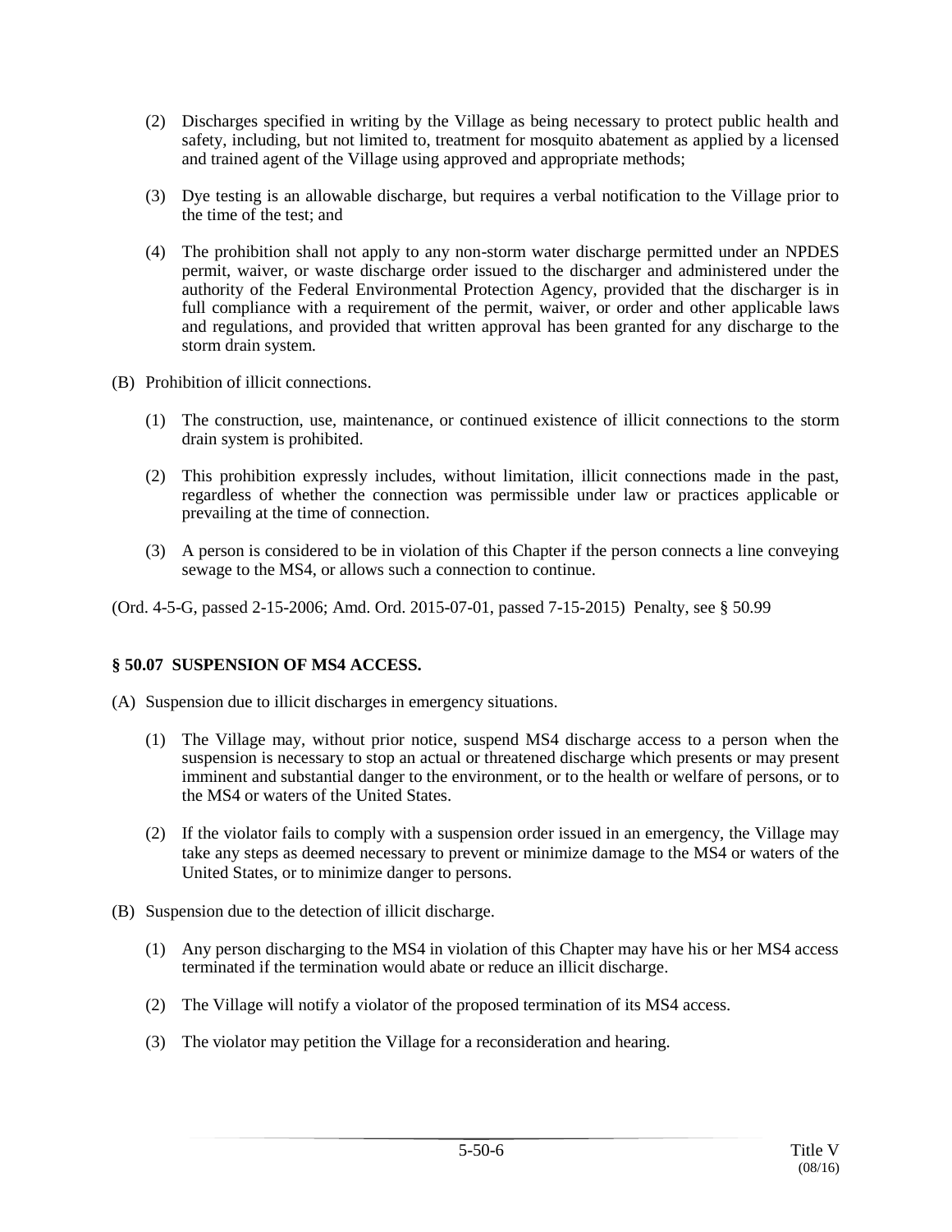(2) Discharges specified in writing by the Village as being necessary to protect public health and safety, including, but not limited to, treatment for mosquito abatement as applied by a licensed and trained agent of the Village using approved and appropriate methods;

(3) Dye testing is an allowable discharge, but requires a verbal notification to the Village prior to the time of the test; and

(4) The prohibition shall not apply to any non-storm water discharge permitted under an NPDES permit, waiver, or waste discharge order issued to the discharger and administered under the authority of the Federal Environmental Protection Agency, provided that the discharger is in full compliance with a requirement of the permit, waiver, or order and other applicable laws and regulations, and provided that written approval has been granted for any discharge to the storm drain system.

(B) Prohibition of illicit connections.

(1) The construction, use, maintenance, or continued existence of illicit connections to the storm drain system is prohibited.

(2) This prohibition expressly includes, without limitation, illicit connections made in the past, regardless of whether the connection was permissible under law or practices applicable or prevailing at the time of connection.

(3) A person is considered to be in violation of this Chapter if the person connects a line conveying sewage to the MS4, or allows such a connection to continue.

(Ord. 4-5-G, passed 2-15-2006; Amd. Ord. 2015-07-01, passed 7-15-2015) Penalty, see § 50.99

## § 50.07 SUSPENSION OF MS4 ACCESS.

(A) Suspension due to illicit discharges in emergency situations.

(1) The Village may, without prior notice, suspend MS4 discharge access to a person when the suspension is necessary to stop an actual or threatened discharge which presents or may present imminent and substantial danger to the environment, or to the health or welfare of persons, or to the MS4 or waters of the United States.

(2) If the violator fails to comply with a suspension order issued in an emergency, the Village may take any steps as deemed necessary to prevent or minimize damage to the MS4 or waters of the United States, or to minimize danger to persons.

(B) Suspension due to the detection of illicit discharge.

(1) Any person discharging to the MS4 in violation of this Chapter may have his or her MS4 access terminated if the termination would abate or reduce an illicit discharge.

(2) The Village will notify a violator of the proposed termination of its MS4 access.

(3) The violator may petition the Village for a reconsideration and hearing.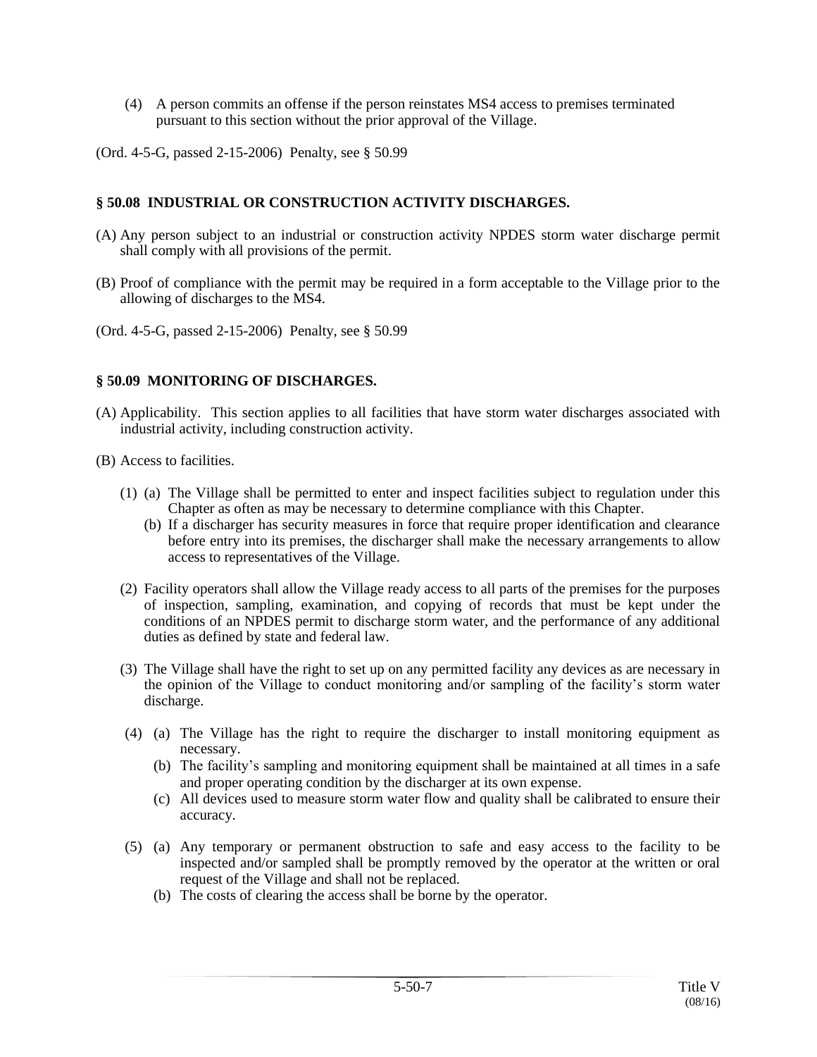(4) A person commits an offense if the person reinstates MS4 access to premises terminated pursuant to this section without the prior approval of the Village.

(Ord. 4-5-G, passed 2-15-2006) Penalty, see § 50.99

### § 50.08 INDUSTRIAL OR CONSTRUCTION ACTIVITY DISCHARGES.

(A) Any person subject to an industrial or construction activity NPDES storm water discharge permit shall comply with all provisions of the permit.

(B) Proof of compliance with the permit may be required in a form acceptable to the Village prior to the allowing of discharges to the MS4.

(Ord. 4-5-G, passed 2-15-2006) Penalty, see § 50.99

### § 50.09 MONITORING OF DISCHARGES.

(A) Applicability. This section applies to all facilities that have storm water discharges associated with industrial activity, including construction activity.

(B) Access to facilities.

(1) (a) The Village shall be permitted to enter and inspect facilities subject to regulation under this Chapter as often as may be necessary to determine compliance with this Chapter.

(b) If a discharger has security measures in force that require proper identification and clearance before entry into its premises, the discharger shall make the necessary arrangements to allow access to representatives of the Village.

(2) Facility operators shall allow the Village ready access to all parts of the premises for the purposes of inspection, sampling, examination, and copying of records that must be kept under the conditions of an NPDES permit to discharge storm water, and the performance of any additional duties as defined by state and federal law.

(3) The Village shall have the right to set up on any permitted facility any devices as are necessary in the opinion of the Village to conduct monitoring and/or sampling of the facility's storm water discharge.

(4) (a) The Village has the right to require the discharger to install monitoring equipment as necessary.

(b) The facility's sampling and monitoring equipment shall be maintained at all times in a safe and proper operating condition by the discharger at its own expense.

(c) All devices used to measure storm water flow and quality shall be calibrated to ensure their accuracy.

(5) (a) Any temporary or permanent obstruction to safe and easy access to the facility to be inspected and/or sampled shall be promptly removed by the operator at the written or oral request of the Village and shall not be replaced.

(b) The costs of clearing the access shall be borne by the operator.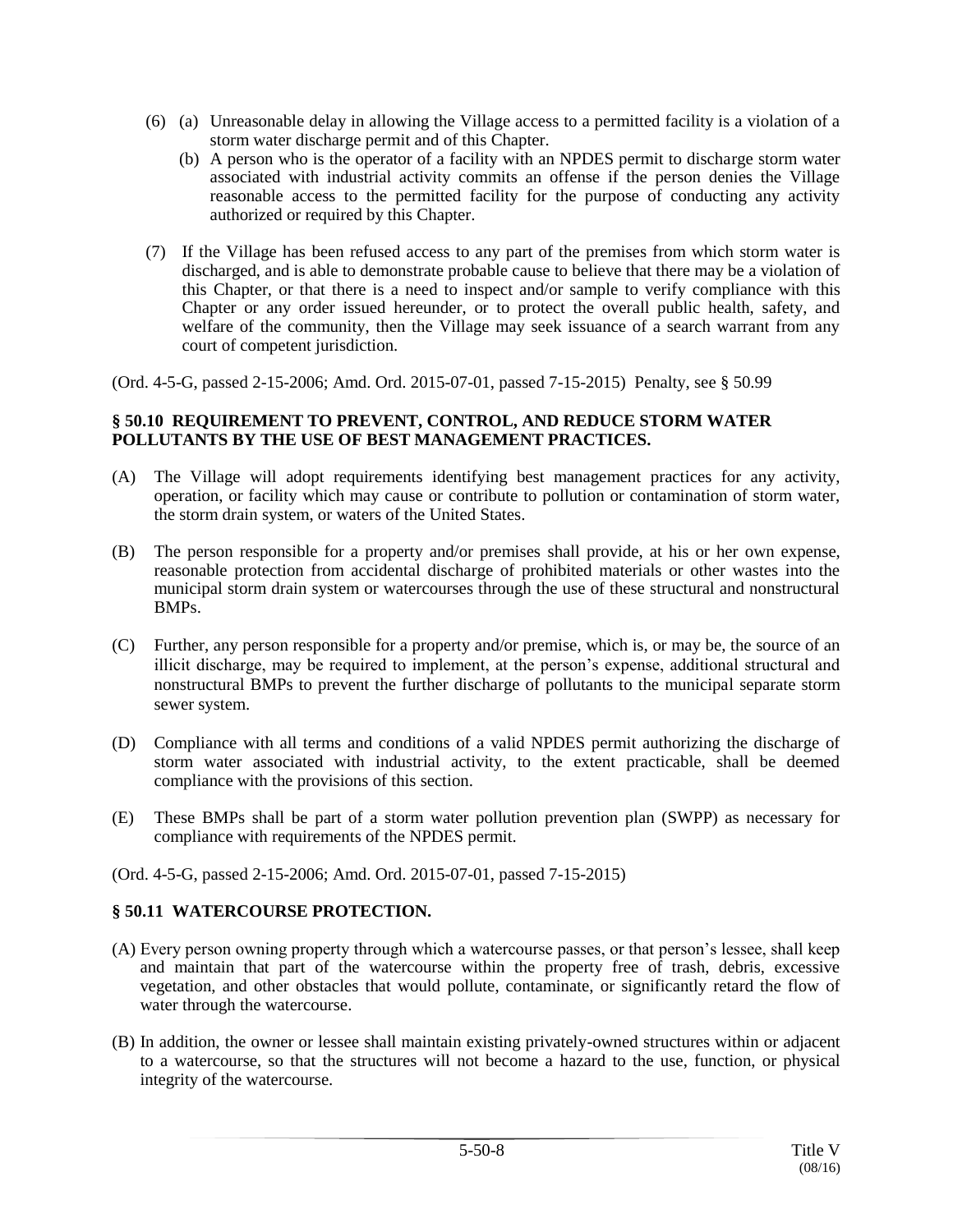(6) (a) Unreasonable delay in allowing the Village access to a permitted facility is a violation of a storm water discharge permit and of this Chapter.

(b) A person who is the operator of a facility with an NPDES permit to discharge storm water associated with industrial activity commits an offense if the person denies the Village reasonable access to the permitted facility for the purpose of conducting any activity authorized or required by this Chapter.

(7) If the Village has been refused access to any part of the premises from which storm water is discharged, and is able to demonstrate probable cause to believe that there may be a violation of this Chapter, or that there is a need to inspect and/or sample to verify compliance with this Chapter or any order issued hereunder, or to protect the overall public health, safety, and welfare of the community, then the Village may seek issuance of a search warrant from any court of competent jurisdiction.

(Ord. 4-5-G, passed 2-15-2006; Amd. Ord. 2015-07-01, passed 7-15-2015) Penalty, see § 50.99

### § 50.10 REQUIREMENT TO PREVENT, CONTROL, AND REDUCE STORM WATER POLLUTANTS BY THE USE OF BEST MANAGEMENT PRACTICES.

(A) The Village will adopt requirements identifying best management practices for any activity, operation, or facility which may cause or contribute to pollution or contamination of storm water, the storm drain system, or waters of the United States.

(B) The person responsible for a property and/or premises shall provide, at his or her own expense, reasonable protection from accidental discharge of prohibited materials or other wastes into the municipal storm drain system or watercourses through the use of these structural and nonstructural BMPs.

(C) Further, any person responsible for a property and/or premise, which is, or may be, the source of an illicit discharge, may be required to implement, at the person's expense, additional structural and nonstructural BMPs to prevent the further discharge of pollutants to the municipal separate storm sewer system.

(D) Compliance with all terms and conditions of a valid NPDES permit authorizing the discharge of storm water associated with industrial activity, to the extent practicable, shall be deemed compliance with the provisions of this section.

(E) These BMPs shall be part of a storm water pollution prevention plan (SWPP) as necessary for compliance with requirements of the NPDES permit.

(Ord. 4-5-G, passed 2-15-2006; Amd. Ord. 2015-07-01, passed 7-15-2015)

### § 50.11 WATERCOURSE PROTECTION.

(A) Every person owning property through which a watercourse passes, or that person's lessee, shall keep and maintain that part of the watercourse within the property free of trash, debris, excessive vegetation, and other obstacles that would pollute, contaminate, or significantly retard the flow of water through the watercourse.

(B) In addition, the owner or lessee shall maintain existing privately-owned structures within or adjacent to a watercourse, so that the structures will not become a hazard to the use, function, or physical integrity of the watercourse.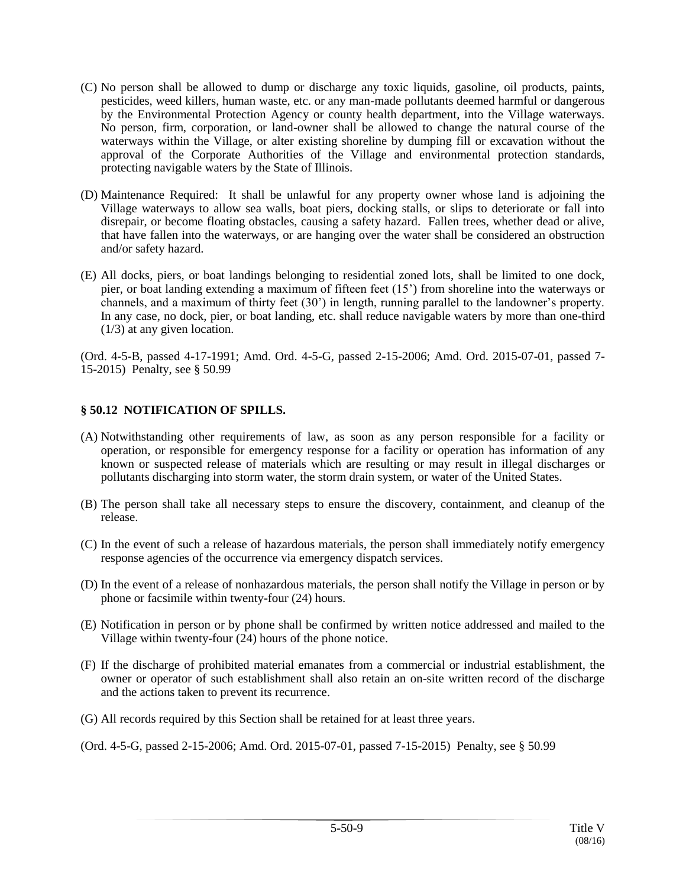(C) No person shall be allowed to dump or discharge any toxic liquids, gasoline, oil products, paints, pesticides, weed killers, human waste, etc. or any man-made pollutants deemed harmful or dangerous by the Environmental Protection Agency or county health department, into the Village waterways. No person, firm, corporation, or land-owner shall be allowed to change the natural course of the waterways within the Village, or alter existing shoreline by dumping fill or excavation without the approval of the Corporate Authorities of the Village and environmental protection standards, protecting navigable waters by the State of Illinois.

(D) Maintenance Required: It shall be unlawful for any property owner whose land is adjoining the Village waterways to allow sea walls, boat piers, docking stalls, or slips to deteriorate or fall into disrepair, or become floating obstacles, causing a safety hazard. Fallen trees, whether dead or alive, that have fallen into the waterways, or are hanging over the water shall be considered an obstruction and/or safety hazard.

(E) All docks, piers, or boat landings belonging to residential zoned lots, shall be limited to one dock, pier, or boat landing extending a maximum of fifteen feet (15') from shoreline into the waterways or channels, and a maximum of thirty feet (30') in length, running parallel to the landowner's property. In any case, no dock, pier, or boat landing, etc. shall reduce navigable waters by more than one-third (1/3) at any given location.

(Ord. 4-5-B, passed 4-17-1991; Amd. Ord. 4-5-G, passed 2-15-2006; Amd. Ord. 2015-07-01, passed 7-15-2015) Penalty, see § 50.99

## § 50.12 NOTIFICATION OF SPILLS.

(A) Notwithstanding other requirements of law, as soon as any person responsible for a facility or operation, or responsible for emergency response for a facility or operation has information of any known or suspected release of materials which are resulting or may result in illegal discharges or pollutants discharging into storm water, the storm drain system, or water of the United States.

(B) The person shall take all necessary steps to ensure the discovery, containment, and cleanup of the release.

(C) In the event of such a release of hazardous materials, the person shall immediately notify emergency response agencies of the occurrence via emergency dispatch services.

(D) In the event of a release of nonhazardous materials, the person shall notify the Village in person or by phone or facsimile within twenty-four (24) hours.

(E) Notification in person or by phone shall be confirmed by written notice addressed and mailed to the Village within twenty-four (24) hours of the phone notice.

(F) If the discharge of prohibited material emanates from a commercial or industrial establishment, the owner or operator of such establishment shall also retain an on-site written record of the discharge and the actions taken to prevent its recurrence.

(G) All records required by this Section shall be retained for at least three years.

(Ord. 4-5-G, passed 2-15-2006; Amd. Ord. 2015-07-01, passed 7-15-2015) Penalty, see § 50.99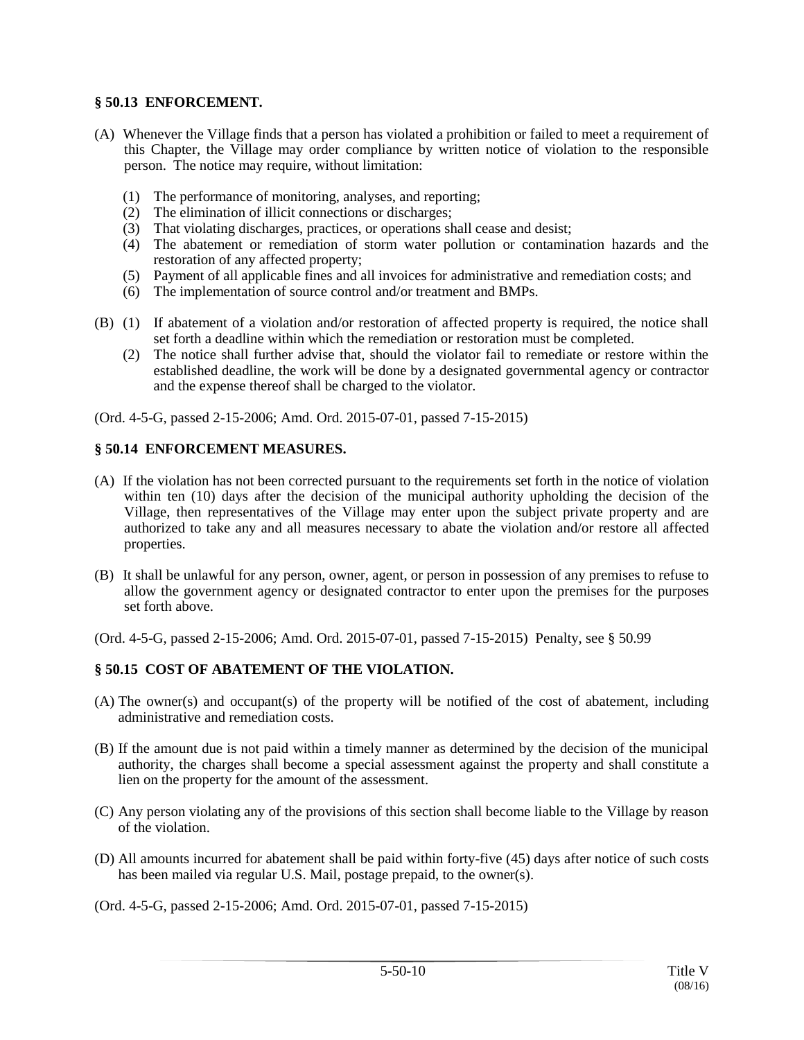## § 50.13 ENFORCEMENT.

(A) Whenever the Village finds that a person has violated a prohibition or failed to meet a requirement of this Chapter, the Village may order compliance by written notice of violation to the responsible person. The notice may require, without limitation:

(1) The performance of monitoring, analyses, and reporting;
(2) The elimination of illicit connections or discharges;
(3) That violating discharges, practices, or operations shall cease and desist;
(4) The abatement or remediation of storm water pollution or contamination hazards and the restoration of any affected property;
(5) Payment of all applicable fines and all invoices for administrative and remediation costs; and
(6) The implementation of source control and/or treatment and BMPs.

(B) (1) If abatement of a violation and/or restoration of affected property is required, the notice shall set forth a deadline within which the remediation or restoration must be completed.

(2) The notice shall further advise that, should the violator fail to remediate or restore within the established deadline, the work will be done by a designated governmental agency or contractor and the expense thereof shall be charged to the violator.

(Ord. 4-5-G, passed 2-15-2006; Amd. Ord. 2015-07-01, passed 7-15-2015)

## § 50.14 ENFORCEMENT MEASURES.

(A) If the violation has not been corrected pursuant to the requirements set forth in the notice of violation within ten (10) days after the decision of the municipal authority upholding the decision of the Village, then representatives of the Village may enter upon the subject private property and are authorized to take any and all measures necessary to abate the violation and/or restore all affected properties.

(B) It shall be unlawful for any person, owner, agent, or person in possession of any premises to refuse to allow the government agency or designated contractor to enter upon the premises for the purposes set forth above.

(Ord. 4-5-G, passed 2-15-2006; Amd. Ord. 2015-07-01, passed 7-15-2015) Penalty, see § 50.99

## § 50.15 COST OF ABATEMENT OF THE VIOLATION.

(A) The owner(s) and occupant(s) of the property will be notified of the cost of abatement, including administrative and remediation costs.

(B) If the amount due is not paid within a timely manner as determined by the decision of the municipal authority, the charges shall become a special assessment against the property and shall constitute a lien on the property for the amount of the assessment.

(C) Any person violating any of the provisions of this section shall become liable to the Village by reason of the violation.

(D) All amounts incurred for abatement shall be paid within forty-five (45) days after notice of such costs has been mailed via regular U.S. Mail, postage prepaid, to the owner(s).

(Ord. 4-5-G, passed 2-15-2006; Amd. Ord. 2015-07-01, passed 7-15-2015)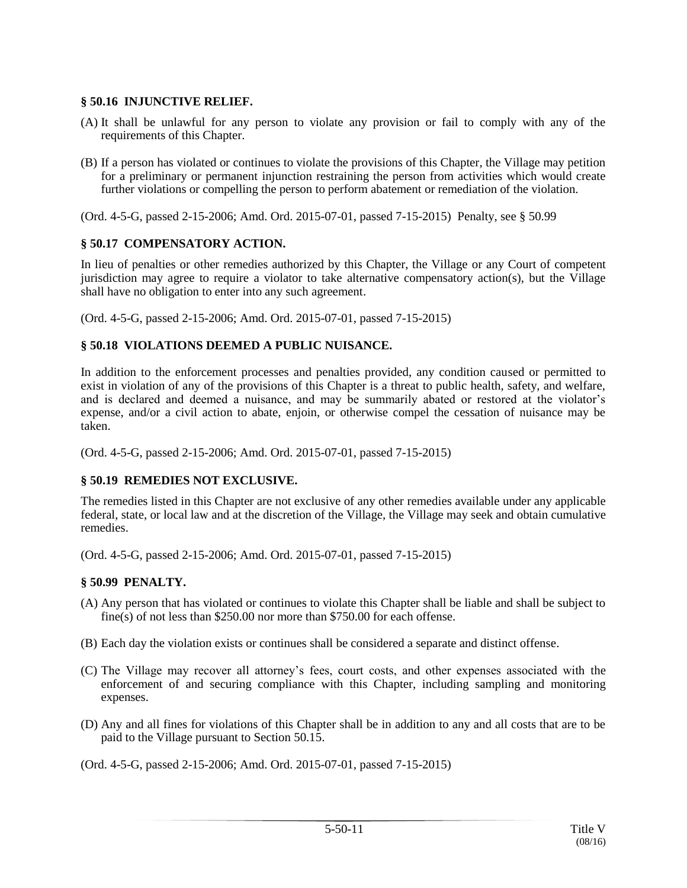## § 50.16 INJUNCTIVE RELIEF.

(A) It shall be unlawful for any person to violate any provision or fail to comply with any of the requirements of this Chapter.

(B) If a person has violated or continues to violate the provisions of this Chapter, the Village may petition for a preliminary or permanent injunction restraining the person from activities which would create further violations or compelling the person to perform abatement or remediation of the violation.

(Ord. 4-5-G, passed 2-15-2006; Amd. Ord. 2015-07-01, passed 7-15-2015) Penalty, see § 50.99

## § 50.17 COMPENSATORY ACTION.

In lieu of penalties or other remedies authorized by this Chapter, the Village or any Court of competent jurisdiction may agree to require a violator to take alternative compensatory action(s), but the Village shall have no obligation to enter into any such agreement.

(Ord. 4-5-G, passed 2-15-2006; Amd. Ord. 2015-07-01, passed 7-15-2015)

## § 50.18 VIOLATIONS DEEMED A PUBLIC NUISANCE.

In addition to the enforcement processes and penalties provided, any condition caused or permitted to exist in violation of any of the provisions of this Chapter is a threat to public health, safety, and welfare, and is declared and deemed a nuisance, and may be summarily abated or restored at the violator's expense, and/or a civil action to abate, enjoin, or otherwise compel the cessation of nuisance may be taken.

(Ord. 4-5-G, passed 2-15-2006; Amd. Ord. 2015-07-01, passed 7-15-2015)

## § 50.19 REMEDIES NOT EXCLUSIVE.

The remedies listed in this Chapter are not exclusive of any other remedies available under any applicable federal, state, or local law and at the discretion of the Village, the Village may seek and obtain cumulative remedies.

(Ord. 4-5-G, passed 2-15-2006; Amd. Ord. 2015-07-01, passed 7-15-2015)

## § 50.99 PENALTY.

(A) Any person that has violated or continues to violate this Chapter shall be liable and shall be subject to fine(s) of not less than $250.00 nor more than $750.00 for each offense.

(B) Each day the violation exists or continues shall be considered a separate and distinct offense.

(C) The Village may recover all attorney's fees, court costs, and other expenses associated with the enforcement of and securing compliance with this Chapter, including sampling and monitoring expenses.

(D) Any and all fines for violations of this Chapter shall be in addition to any and all costs that are to be paid to the Village pursuant to Section 50.15.

(Ord. 4-5-G, passed 2-15-2006; Amd. Ord. 2015-07-01, passed 7-15-2015)